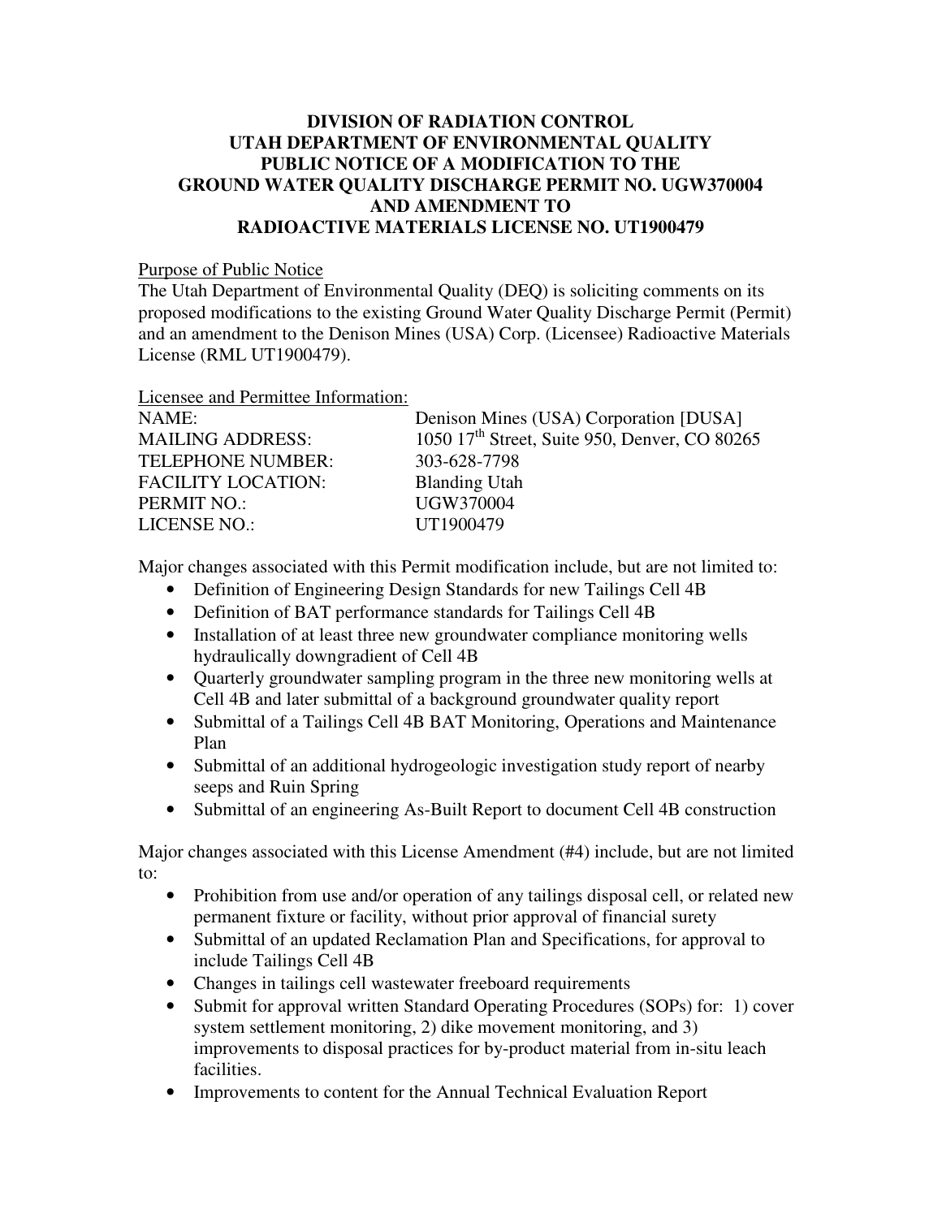# DIVISION OF RADIATION CONTROL
# UTAH DEPARTMENT OF ENVIRONMENTAL QUALITY
# PUBLIC NOTICE OF A MODIFICATION TO THE GROUND WATER QUALITY DISCHARGE PERMIT NO. UGW370004 AND AMENDMENT TO RADIOACTIVE MATERIALS LICENSE NO. UT1900479

<u>Purpose of Public Notice</u>

The Utah Department of Environmental Quality (DEQ) is soliciting comments on its proposed modifications to the existing Ground Water Quality Discharge Permit (Permit) and an amendment to the Denison Mines (USA) Corp. (Licensee) Radioactive Materials License (RML UT1900479).

<u>Licensee and Permittee Information:</u>

| | |
|---|---|
| NAME: | Denison Mines (USA) Corporation [DUSA] |
| MAILING ADDRESS: | 1050 17th Street, Suite 950, Denver, CO 80265 |
| TELEPHONE NUMBER: | 303-628-7798 |
| FACILITY LOCATION: | Blanding Utah |
| PERMIT NO.: | UGW370004 |
| LICENSE NO.: | UT1900479 |

Major changes associated with this Permit modification include, but are not limited to:

- Definition of Engineering Design Standards for new Tailings Cell 4B
- Definition of BAT performance standards for Tailings Cell 4B
- Installation of at least three new groundwater compliance monitoring wells hydraulically downgradient of Cell 4B
- Quarterly groundwater sampling program in the three new monitoring wells at Cell 4B and later submittal of a background groundwater quality report
- Submittal of a Tailings Cell 4B BAT Monitoring, Operations and Maintenance Plan
- Submittal of an additional hydrogeologic investigation study report of nearby seeps and Ruin Spring
- Submittal of an engineering As-Built Report to document Cell 4B construction

Major changes associated with this License Amendment (#4) include, but are not limited to:

- Prohibition from use and/or operation of any tailings disposal cell, or related new permanent fixture or facility, without prior approval of financial surety
- Submittal of an updated Reclamation Plan and Specifications, for approval to include Tailings Cell 4B
- Changes in tailings cell wastewater freeboard requirements
- Submit for approval written Standard Operating Procedures (SOPs) for: 1) cover system settlement monitoring, 2) dike movement monitoring, and 3) improvements to disposal practices for by-product material from in-situ leach facilities.
- Improvements to content for the Annual Technical Evaluation Report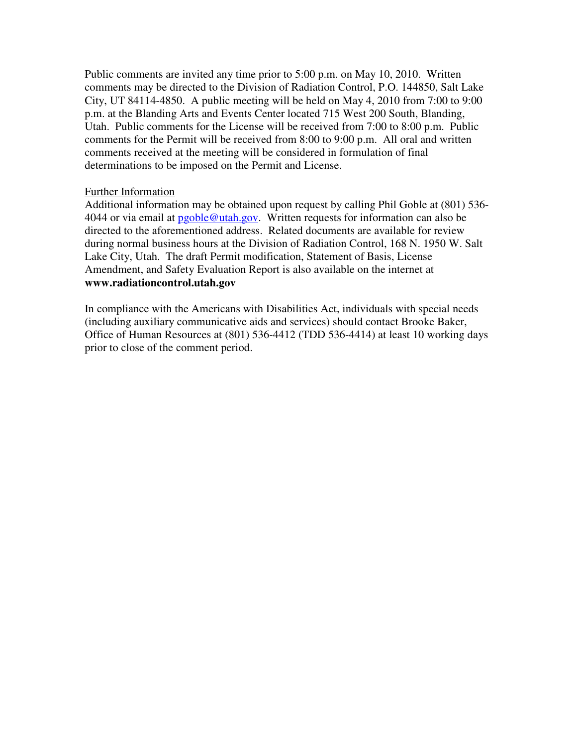Public comments are invited any time prior to 5:00 p.m. on May 10, 2010. Written comments may be directed to the Division of Radiation Control, P.O. 144850, Salt Lake City, UT 84114-4850. A public meeting will be held on May 4, 2010 from 7:00 to 9:00 p.m. at the Blanding Arts and Events Center located 715 West 200 South, Blanding, Utah. Public comments for the License will be received from 7:00 to 8:00 p.m. Public comments for the Permit will be received from 8:00 to 9:00 p.m. All oral and written comments received at the meeting will be considered in formulation of final determinations to be imposed on the Permit and License.

Further Information

Additional information may be obtained upon request by calling Phil Goble at (801) 536-4044 or via email at pgoble@utah.gov. Written requests for information can also be directed to the aforementioned address. Related documents are available for review during normal business hours at the Division of Radiation Control, 168 N. 1950 W. Salt Lake City, Utah. The draft Permit modification, Statement of Basis, License Amendment, and Safety Evaluation Report is also available on the internet at **www.radiationcontrol.utah.gov**

In compliance with the Americans with Disabilities Act, individuals with special needs (including auxiliary communicative aids and services) should contact Brooke Baker, Office of Human Resources at (801) 536-4412 (TDD 536-4414) at least 10 working days prior to close of the comment period.